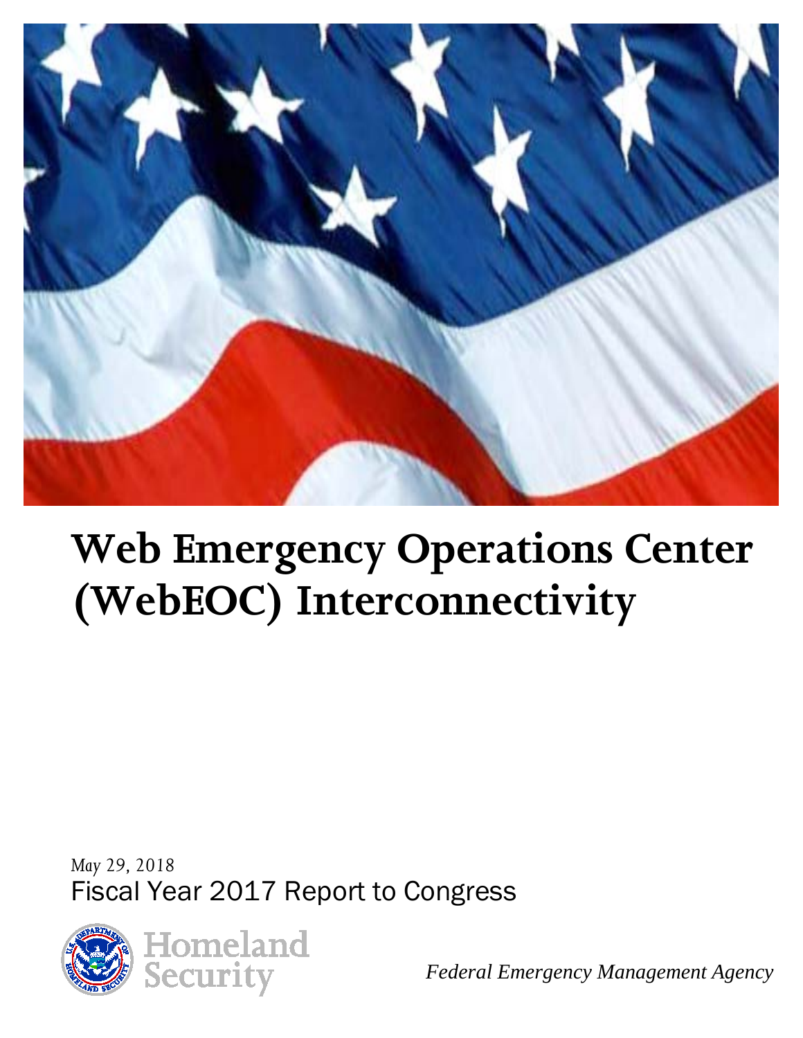# Web Emergency Operations Center (WebEOC) Interconnectivity

May 29, 2018

Fiscal Year 2017 Report to Congress

Homeland Security

*Federal Emergency Management Agency*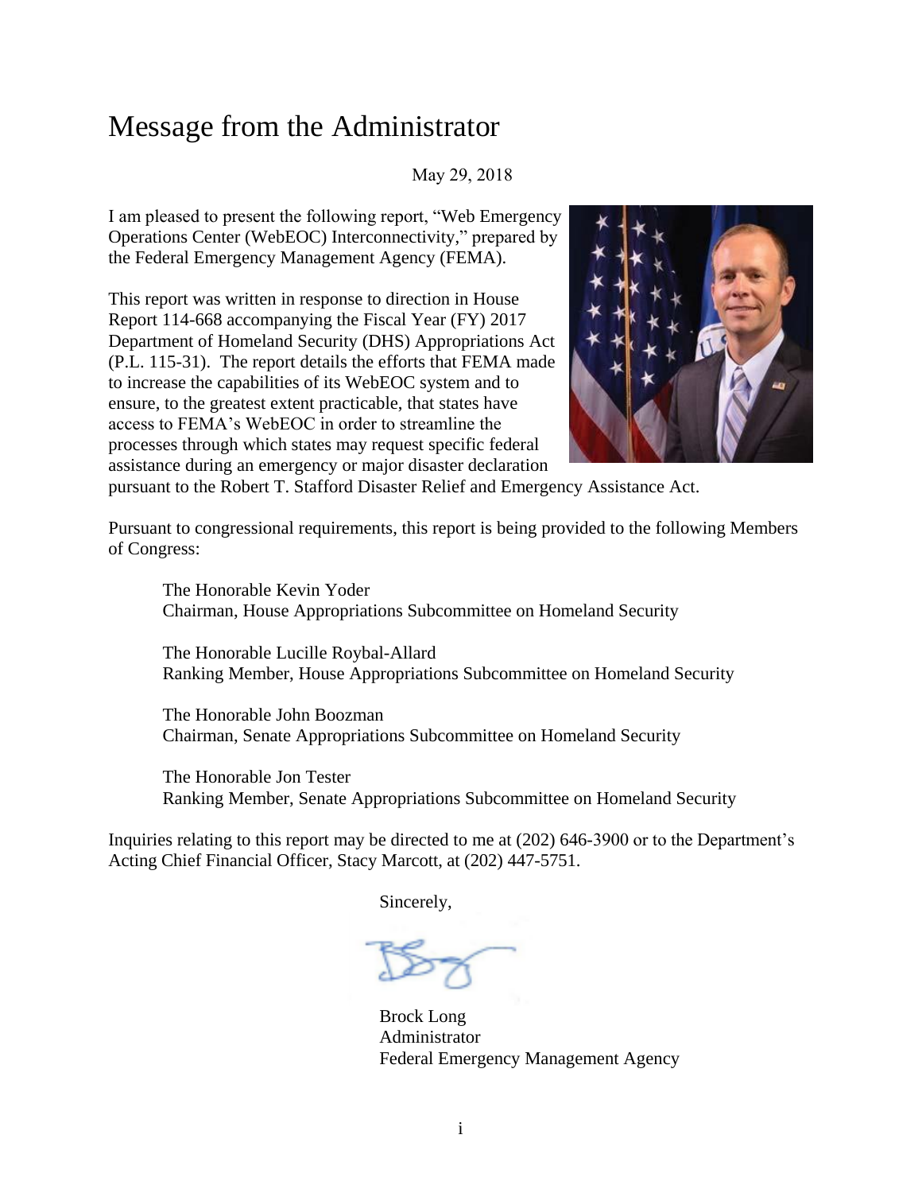# Message from the Administrator

May 29, 2018

I am pleased to present the following report, "Web Emergency Operations Center (WebEOC) Interconnectivity," prepared by the Federal Emergency Management Agency (FEMA).

This report was written in response to direction in House Report 114-668 accompanying the Fiscal Year (FY) 2017 Department of Homeland Security (DHS) Appropriations Act (P.L. 115-31). The report details the efforts that FEMA made to increase the capabilities of its WebEOC system and to ensure, to the greatest extent practicable, that states have access to FEMA's WebEOC in order to streamline the processes through which states may request specific federal assistance during an emergency or major disaster declaration pursuant to the Robert T. Stafford Disaster Relief and Emergency Assistance Act.

Pursuant to congressional requirements, this report is being provided to the following Members of Congress:

The Honorable Kevin Yoder
Chairman, House Appropriations Subcommittee on Homeland Security

The Honorable Lucille Roybal-Allard
Ranking Member, House Appropriations Subcommittee on Homeland Security

The Honorable John Boozman
Chairman, Senate Appropriations Subcommittee on Homeland Security

The Honorable Jon Tester
Ranking Member, Senate Appropriations Subcommittee on Homeland Security

Inquiries relating to this report may be directed to me at (202) 646-3900 or to the Department's Acting Chief Financial Officer, Stacy Marcott, at (202) 447-5751.

Sincerely,

Brock Long
Administrator
Federal Emergency Management Agency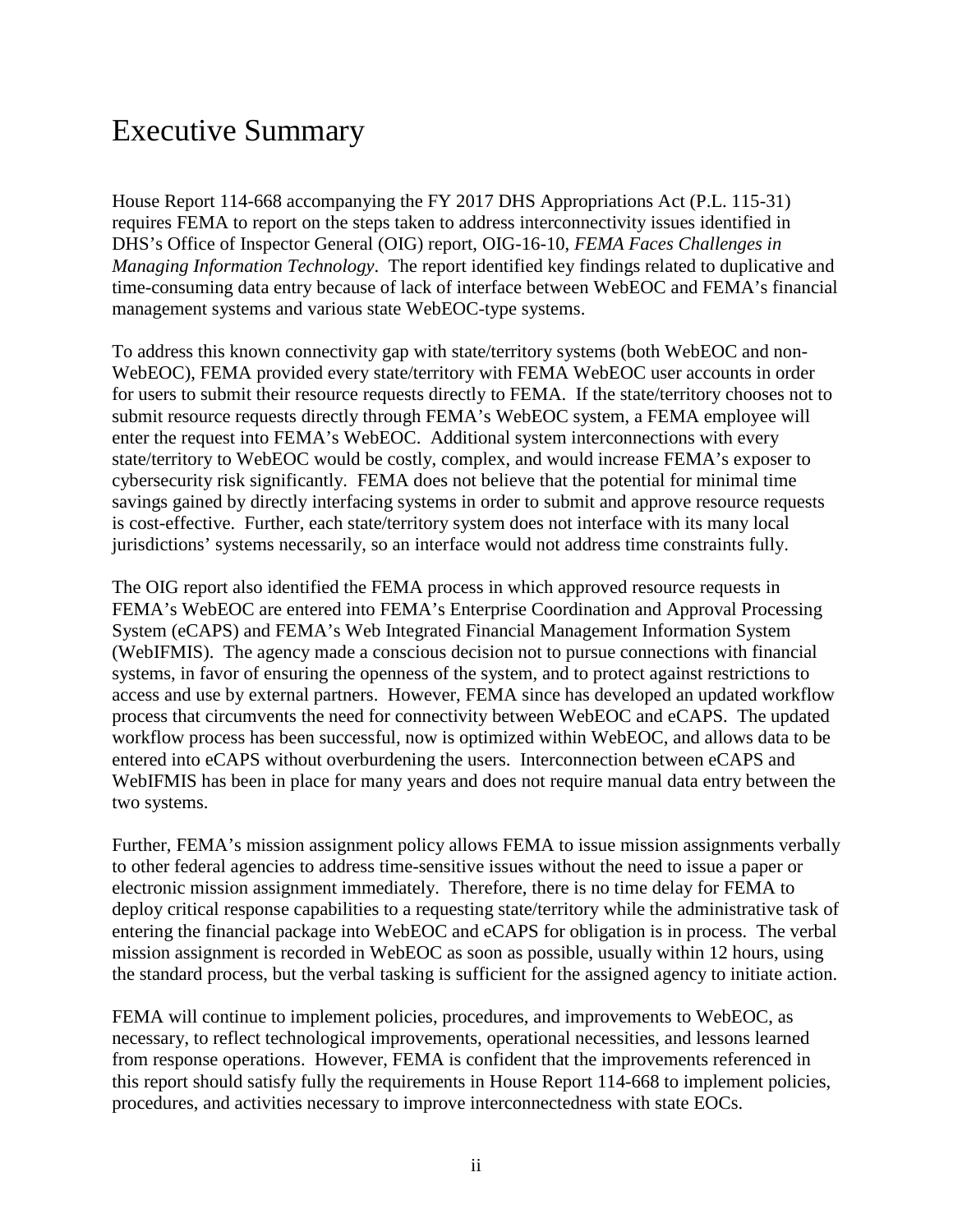# Executive Summary

House Report 114-668 accompanying the FY 2017 DHS Appropriations Act (P.L. 115-31) requires FEMA to report on the steps taken to address interconnectivity issues identified in DHS's Office of Inspector General (OIG) report, OIG-16-10, *FEMA Faces Challenges in Managing Information Technology*. The report identified key findings related to duplicative and time-consuming data entry because of lack of interface between WebEOC and FEMA's financial management systems and various state WebEOC-type systems.

To address this known connectivity gap with state/territory systems (both WebEOC and non-WebEOC), FEMA provided every state/territory with FEMA WebEOC user accounts in order for users to submit their resource requests directly to FEMA. If the state/territory chooses not to submit resource requests directly through FEMA's WebEOC system, a FEMA employee will enter the request into FEMA's WebEOC. Additional system interconnections with every state/territory to WebEOC would be costly, complex, and would increase FEMA's exposer to cybersecurity risk significantly. FEMA does not believe that the potential for minimal time savings gained by directly interfacing systems in order to submit and approve resource requests is cost-effective. Further, each state/territory system does not interface with its many local jurisdictions' systems necessarily, so an interface would not address time constraints fully.

The OIG report also identified the FEMA process in which approved resource requests in FEMA's WebEOC are entered into FEMA's Enterprise Coordination and Approval Processing System (eCAPS) and FEMA's Web Integrated Financial Management Information System (WebIFMIS). The agency made a conscious decision not to pursue connections with financial systems, in favor of ensuring the openness of the system, and to protect against restrictions to access and use by external partners. However, FEMA since has developed an updated workflow process that circumvents the need for connectivity between WebEOC and eCAPS. The updated workflow process has been successful, now is optimized within WebEOC, and allows data to be entered into eCAPS without overburdening the users. Interconnection between eCAPS and WebIFMIS has been in place for many years and does not require manual data entry between the two systems.

Further, FEMA's mission assignment policy allows FEMA to issue mission assignments verbally to other federal agencies to address time-sensitive issues without the need to issue a paper or electronic mission assignment immediately. Therefore, there is no time delay for FEMA to deploy critical response capabilities to a requesting state/territory while the administrative task of entering the financial package into WebEOC and eCAPS for obligation is in process. The verbal mission assignment is recorded in WebEOC as soon as possible, usually within 12 hours, using the standard process, but the verbal tasking is sufficient for the assigned agency to initiate action.

FEMA will continue to implement policies, procedures, and improvements to WebEOC, as necessary, to reflect technological improvements, operational necessities, and lessons learned from response operations. However, FEMA is confident that the improvements referenced in this report should satisfy fully the requirements in House Report 114-668 to implement policies, procedures, and activities necessary to improve interconnectedness with state EOCs.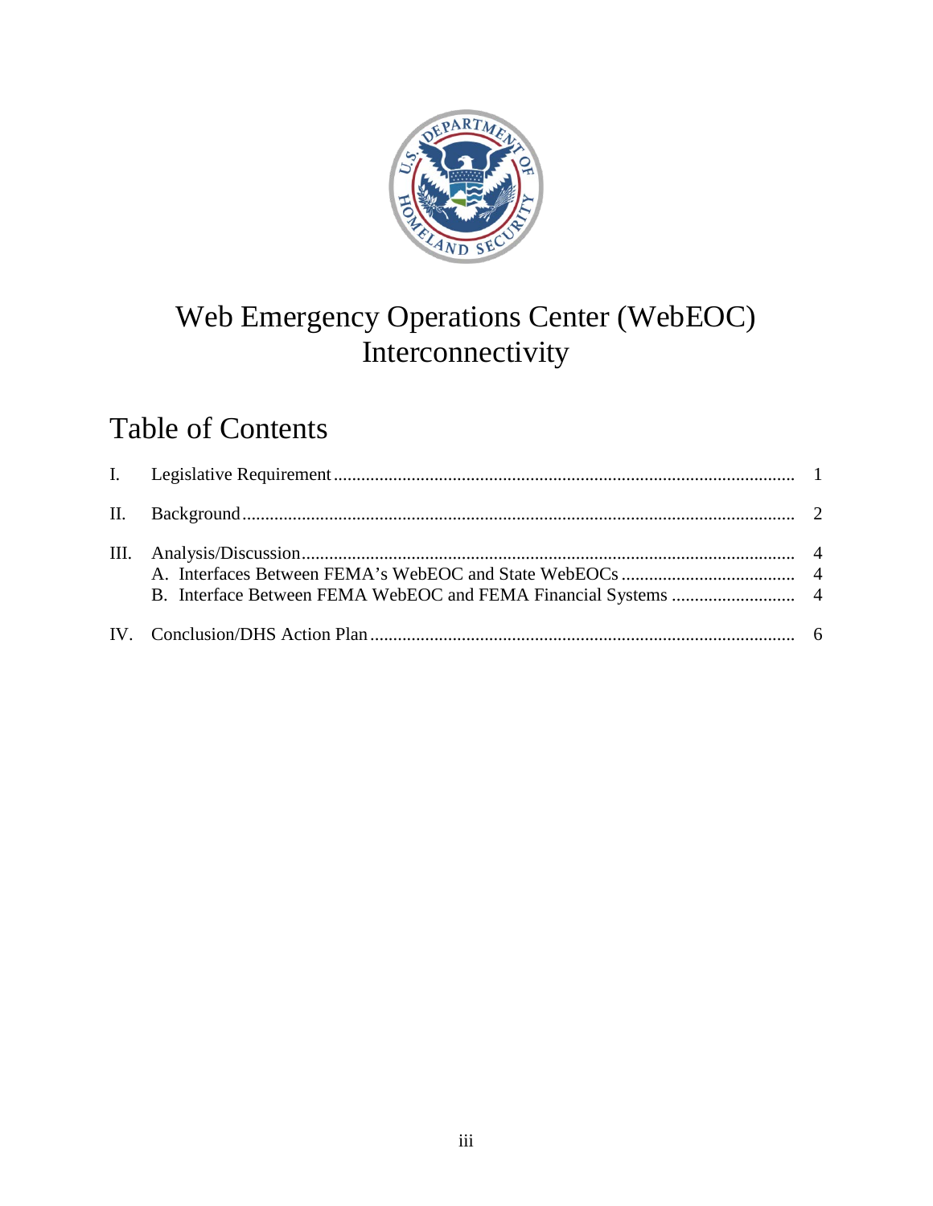# Web Emergency Operations Center (WebEOC) Interconnectivity

## Table of Contents

| | | |
|---|---|---|
| I. | Legislative Requirement | 1 |
| II. | Background | 2 |
| III. | Analysis/Discussion | 4 |
| | A. Interfaces Between FEMA's WebEOC and State WebEOCs | 4 |
| | B. Interface Between FEMA WebEOC and FEMA Financial Systems | 4 |
| IV. | Conclusion/DHS Action Plan | 6 |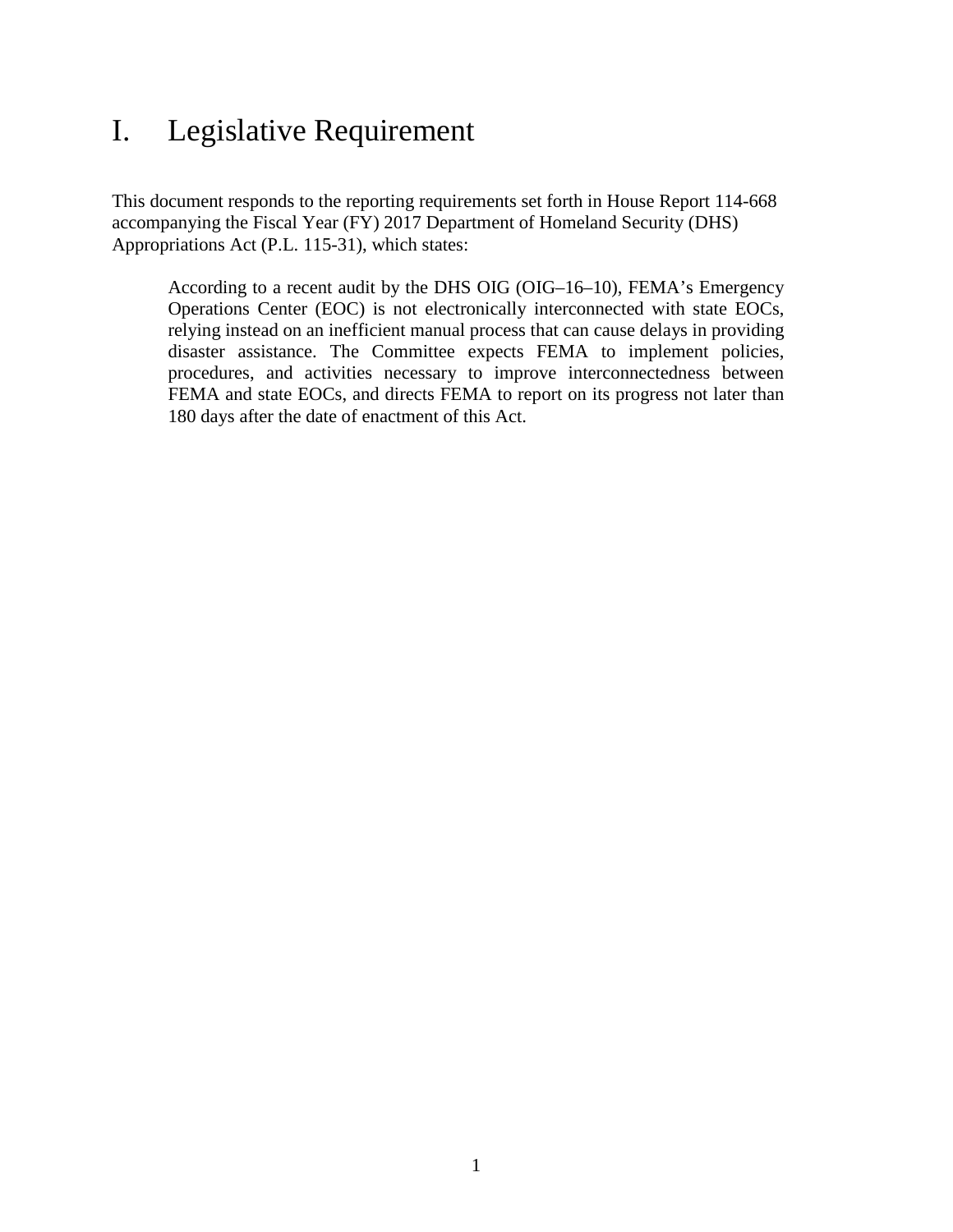# I. Legislative Requirement

This document responds to the reporting requirements set forth in House Report 114-668 accompanying the Fiscal Year (FY) 2017 Department of Homeland Security (DHS) Appropriations Act (P.L. 115-31), which states:

> According to a recent audit by the DHS OIG (OIG–16–10), FEMA's Emergency Operations Center (EOC) is not electronically interconnected with state EOCs, relying instead on an inefficient manual process that can cause delays in providing disaster assistance. The Committee expects FEMA to implement policies, procedures, and activities necessary to improve interconnectedness between FEMA and state EOCs, and directs FEMA to report on its progress not later than 180 days after the date of enactment of this Act.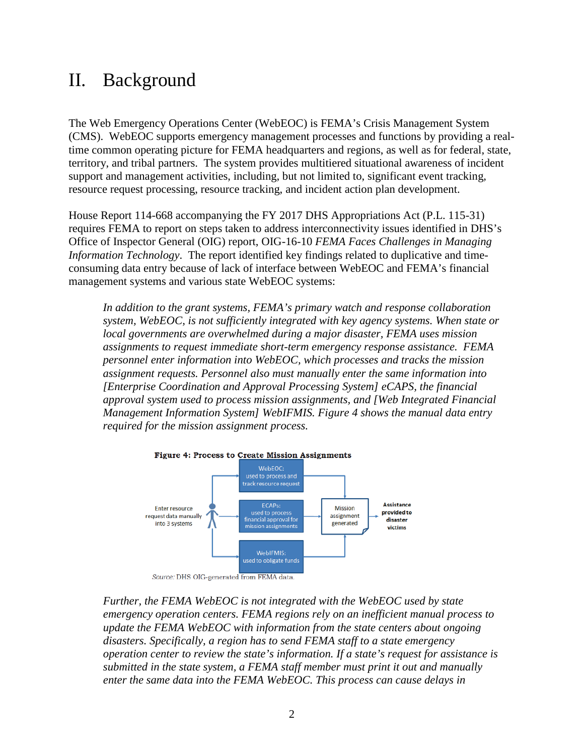# II. Background

The Web Emergency Operations Center (WebEOC) is FEMA's Crisis Management System (CMS). WebEOC supports emergency management processes and functions by providing a real-time common operating picture for FEMA headquarters and regions, as well as for federal, state, territory, and tribal partners. The system provides multitiered situational awareness of incident support and management activities, including, but not limited to, significant event tracking, resource request processing, resource tracking, and incident action plan development.

House Report 114-668 accompanying the FY 2017 DHS Appropriations Act (P.L. 115-31) requires FEMA to report on steps taken to address interconnectivity issues identified in DHS's Office of Inspector General (OIG) report, OIG-16-10 *FEMA Faces Challenges in Managing Information Technology*. The report identified key findings related to duplicative and time-consuming data entry because of lack of interface between WebEOC and FEMA's financial management systems and various state WebEOC systems:

> *In addition to the grant systems, FEMA's primary watch and response collaboration system, WebEOC, is not sufficiently integrated with key agency systems. When state or local governments are overwhelmed during a major disaster, FEMA uses mission assignments to request immediate short-term emergency response assistance. FEMA personnel enter information into WebEOC, which processes and tracks the mission assignment requests. Personnel also must manually enter the same information into [Enterprise Coordination and Approval Processing System] eCAPS, the financial approval system used to process mission assignments, and [Web Integrated Financial Management Information System] WebIFMIS. Figure 4 shows the manual data entry required for the mission assignment process.*

**Figure 4: Process to Create Mission Assignments**

Enter resource request data manually into 3 systems

- WebEOC: used to process and track resource request
- ECAPs: used to process financial approval for mission assignments
- WebIFMIS: used to obligate funds

Mission assignment generated → Assistance provided to disaster victims

*Source:* DHS OIG-generated from FEMA data.

> *Further, the FEMA WebEOC is not integrated with the WebEOC used by state emergency operation centers. FEMA regions rely on an inefficient manual process to update the FEMA WebEOC with information from the state centers about ongoing disasters. Specifically, a region has to send FEMA staff to a state emergency operation center to review the state's information. If a state's request for assistance is submitted in the state system, a FEMA staff member must print it out and manually enter the same data into the FEMA WebEOC. This process can cause delays in*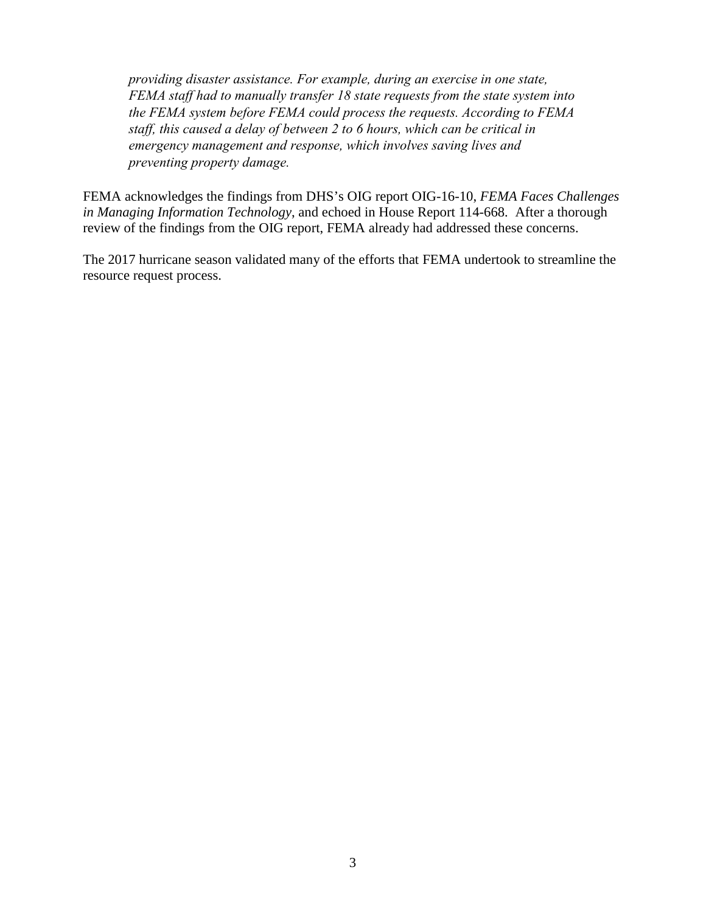> *providing disaster assistance. For example, during an exercise in one state, FEMA staff had to manually transfer 18 state requests from the state system into the FEMA system before FEMA could process the requests. According to FEMA staff, this caused a delay of between 2 to 6 hours, which can be critical in emergency management and response, which involves saving lives and preventing property damage.*

FEMA acknowledges the findings from DHS's OIG report OIG-16-10, *FEMA Faces Challenges in Managing Information Technology*, and echoed in House Report 114-668. After a thorough review of the findings from the OIG report, FEMA already had addressed these concerns.

The 2017 hurricane season validated many of the efforts that FEMA undertook to streamline the resource request process.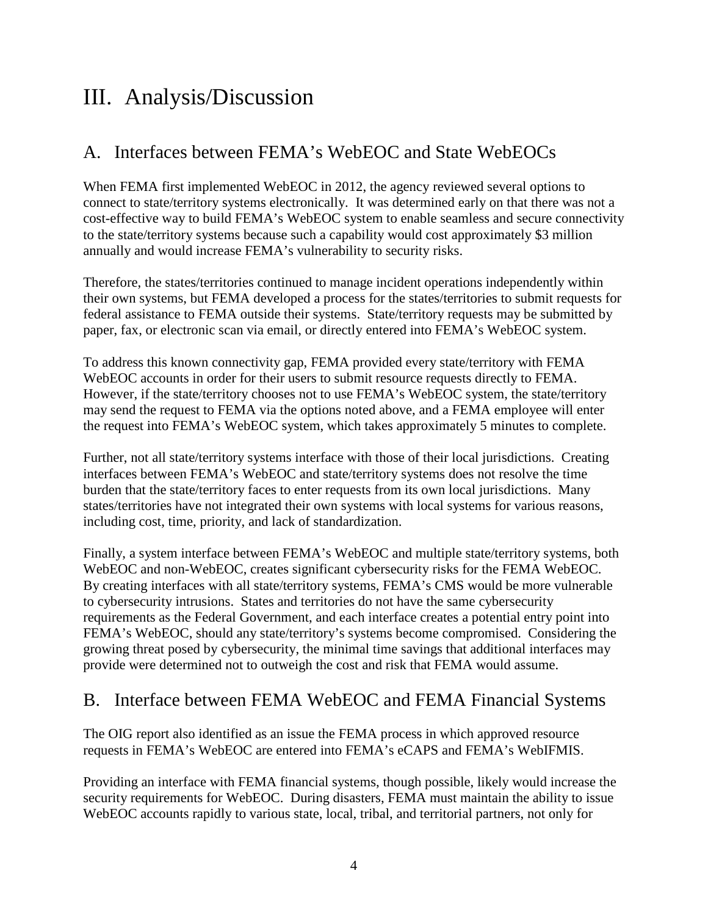# III. Analysis/Discussion

## A. Interfaces between FEMA's WebEOC and State WebEOCs

When FEMA first implemented WebEOC in 2012, the agency reviewed several options to connect to state/territory systems electronically. It was determined early on that there was not a cost-effective way to build FEMA's WebEOC system to enable seamless and secure connectivity to the state/territory systems because such a capability would cost approximately $3 million annually and would increase FEMA's vulnerability to security risks.

Therefore, the states/territories continued to manage incident operations independently within their own systems, but FEMA developed a process for the states/territories to submit requests for federal assistance to FEMA outside their systems. State/territory requests may be submitted by paper, fax, or electronic scan via email, or directly entered into FEMA's WebEOC system.

To address this known connectivity gap, FEMA provided every state/territory with FEMA WebEOC accounts in order for their users to submit resource requests directly to FEMA. However, if the state/territory chooses not to use FEMA's WebEOC system, the state/territory may send the request to FEMA via the options noted above, and a FEMA employee will enter the request into FEMA's WebEOC system, which takes approximately 5 minutes to complete.

Further, not all state/territory systems interface with those of their local jurisdictions. Creating interfaces between FEMA's WebEOC and state/territory systems does not resolve the time burden that the state/territory faces to enter requests from its own local jurisdictions. Many states/territories have not integrated their own systems with local systems for various reasons, including cost, time, priority, and lack of standardization.

Finally, a system interface between FEMA's WebEOC and multiple state/territory systems, both WebEOC and non-WebEOC, creates significant cybersecurity risks for the FEMA WebEOC. By creating interfaces with all state/territory systems, FEMA's CMS would be more vulnerable to cybersecurity intrusions. States and territories do not have the same cybersecurity requirements as the Federal Government, and each interface creates a potential entry point into FEMA's WebEOC, should any state/territory's systems become compromised. Considering the growing threat posed by cybersecurity, the minimal time savings that additional interfaces may provide were determined not to outweigh the cost and risk that FEMA would assume.

## B. Interface between FEMA WebEOC and FEMA Financial Systems

The OIG report also identified as an issue the FEMA process in which approved resource requests in FEMA's WebEOC are entered into FEMA's eCAPS and FEMA's WebIFMIS.

Providing an interface with FEMA financial systems, though possible, likely would increase the security requirements for WebEOC. During disasters, FEMA must maintain the ability to issue WebEOC accounts rapidly to various state, local, tribal, and territorial partners, not only for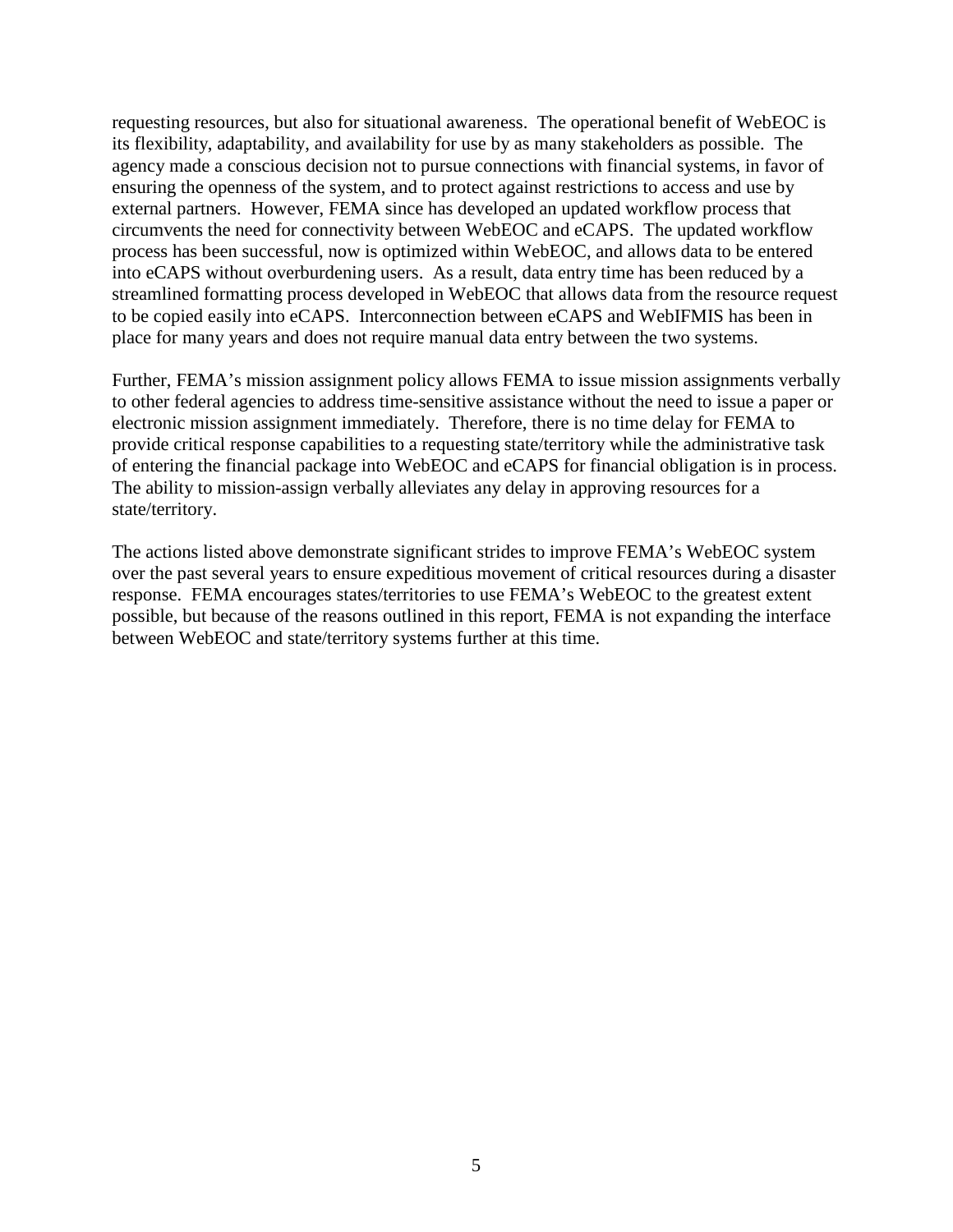requesting resources, but also for situational awareness. The operational benefit of WebEOC is its flexibility, adaptability, and availability for use by as many stakeholders as possible. The agency made a conscious decision not to pursue connections with financial systems, in favor of ensuring the openness of the system, and to protect against restrictions to access and use by external partners. However, FEMA since has developed an updated workflow process that circumvents the need for connectivity between WebEOC and eCAPS. The updated workflow process has been successful, now is optimized within WebEOC, and allows data to be entered into eCAPS without overburdening users. As a result, data entry time has been reduced by a streamlined formatting process developed in WebEOC that allows data from the resource request to be copied easily into eCAPS. Interconnection between eCAPS and WebIFMIS has been in place for many years and does not require manual data entry between the two systems.

Further, FEMA's mission assignment policy allows FEMA to issue mission assignments verbally to other federal agencies to address time-sensitive assistance without the need to issue a paper or electronic mission assignment immediately. Therefore, there is no time delay for FEMA to provide critical response capabilities to a requesting state/territory while the administrative task of entering the financial package into WebEOC and eCAPS for financial obligation is in process. The ability to mission-assign verbally alleviates any delay in approving resources for a state/territory.

The actions listed above demonstrate significant strides to improve FEMA's WebEOC system over the past several years to ensure expeditious movement of critical resources during a disaster response. FEMA encourages states/territories to use FEMA's WebEOC to the greatest extent possible, but because of the reasons outlined in this report, FEMA is not expanding the interface between WebEOC and state/territory systems further at this time.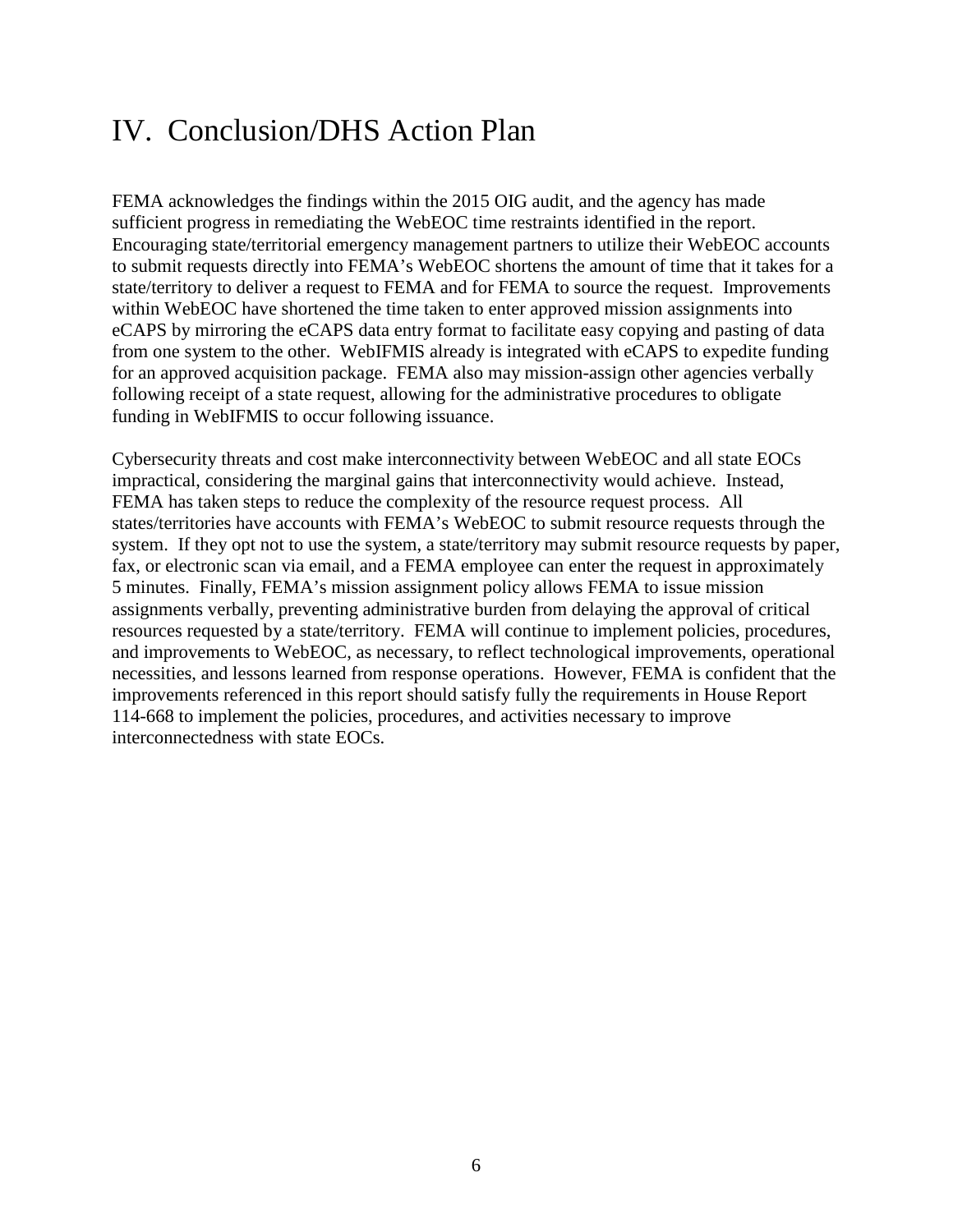# IV. Conclusion/DHS Action Plan

FEMA acknowledges the findings within the 2015 OIG audit, and the agency has made sufficient progress in remediating the WebEOC time restraints identified in the report. Encouraging state/territorial emergency management partners to utilize their WebEOC accounts to submit requests directly into FEMA's WebEOC shortens the amount of time that it takes for a state/territory to deliver a request to FEMA and for FEMA to source the request. Improvements within WebEOC have shortened the time taken to enter approved mission assignments into eCAPS by mirroring the eCAPS data entry format to facilitate easy copying and pasting of data from one system to the other. WebIFMIS already is integrated with eCAPS to expedite funding for an approved acquisition package. FEMA also may mission-assign other agencies verbally following receipt of a state request, allowing for the administrative procedures to obligate funding in WebIFMIS to occur following issuance.

Cybersecurity threats and cost make interconnectivity between WebEOC and all state EOCs impractical, considering the marginal gains that interconnectivity would achieve. Instead, FEMA has taken steps to reduce the complexity of the resource request process. All states/territories have accounts with FEMA's WebEOC to submit resource requests through the system. If they opt not to use the system, a state/territory may submit resource requests by paper, fax, or electronic scan via email, and a FEMA employee can enter the request in approximately 5 minutes. Finally, FEMA's mission assignment policy allows FEMA to issue mission assignments verbally, preventing administrative burden from delaying the approval of critical resources requested by a state/territory. FEMA will continue to implement policies, procedures, and improvements to WebEOC, as necessary, to reflect technological improvements, operational necessities, and lessons learned from response operations. However, FEMA is confident that the improvements referenced in this report should satisfy fully the requirements in House Report 114-668 to implement the policies, procedures, and activities necessary to improve interconnectedness with state EOCs.